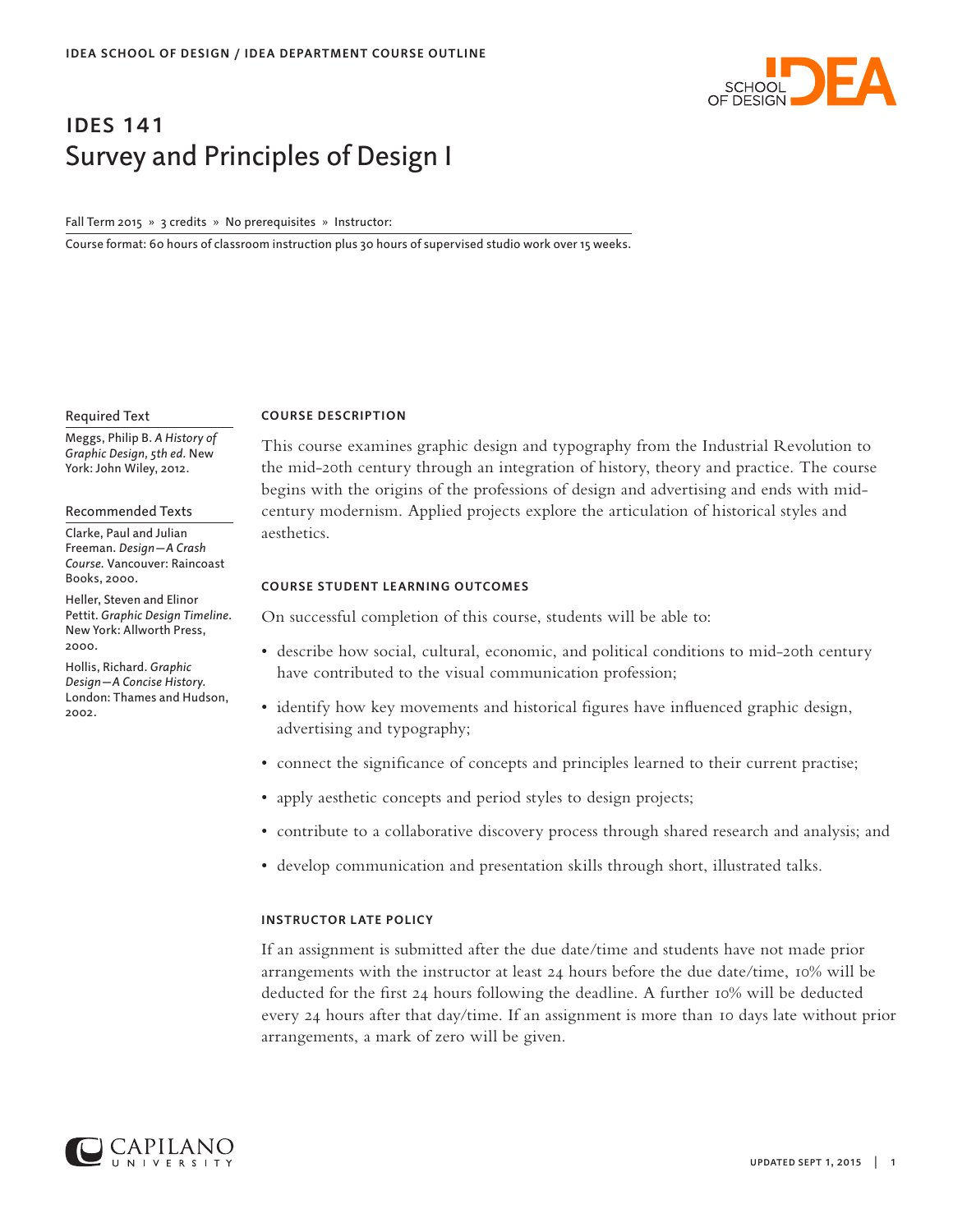IDEA SCHOOL OF DESIGN / IDEA DEPARTMENT COURSE OUTLINE

# IDES 141
## Survey and Principles of Design I

Fall Term 2015 » 3 credits » No prerequisites » Instructor:

Course format: 60 hours of classroom instruction plus 30 hours of supervised studio work over 15 weeks.

### Required Text

Meggs, Philip B. *A History of Graphic Design, 5th ed.* New York: John Wiley, 2012.

### Recommended Texts

Clarke, Paul and Julian Freeman. *Design—A Crash Course.* Vancouver: Raincoast Books, 2000.

Heller, Steven and Elinor Pettit. *Graphic Design Timeline.* New York: Allworth Press, 2000.

Hollis, Richard. *Graphic Design—A Concise History.* London: Thames and Hudson, 2002.

### COURSE DESCRIPTION

This course examines graphic design and typography from the Industrial Revolution to the mid-20th century through an integration of history, theory and practice. The course begins with the origins of the professions of design and advertising and ends with mid-century modernism. Applied projects explore the articulation of historical styles and aesthetics.

### COURSE STUDENT LEARNING OUTCOMES

On successful completion of this course, students will be able to:

- describe how social, cultural, economic, and political conditions to mid-20th century have contributed to the visual communication profession;
- identify how key movements and historical figures have influenced graphic design, advertising and typography;
- connect the significance of concepts and principles learned to their current practise;
- apply aesthetic concepts and period styles to design projects;
- contribute to a collaborative discovery process through shared research and analysis; and
- develop communication and presentation skills through short, illustrated talks.

### INSTRUCTOR LATE POLICY

If an assignment is submitted after the due date/time and students have not made prior arrangements with the instructor at least 24 hours before the due date/time, 10% will be deducted for the first 24 hours following the deadline. A further 10% will be deducted every 24 hours after that day/time. If an assignment is more than 10 days late without prior arrangements, a mark of zero will be given.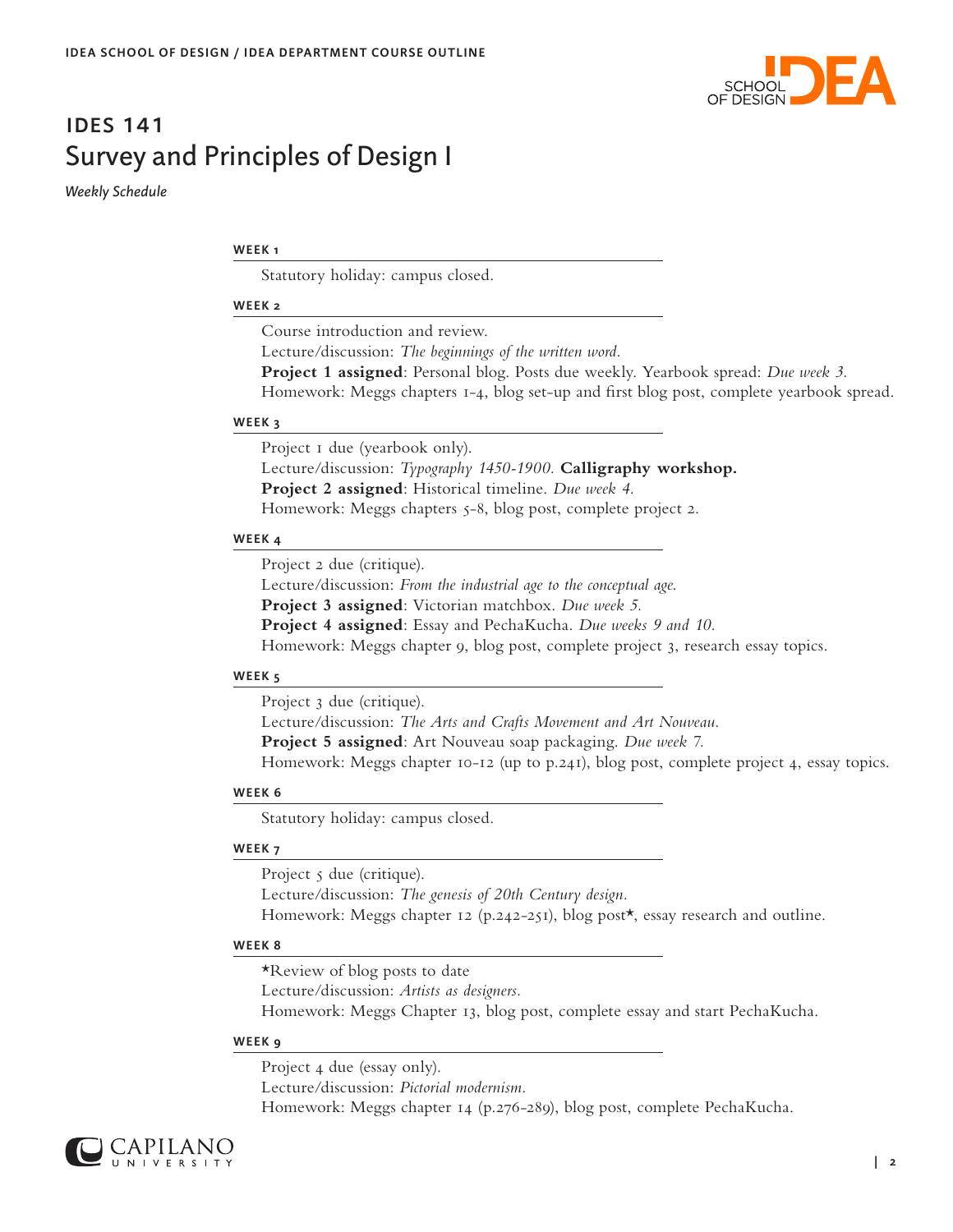# IDES 141

## Survey and Principles of Design I

*Weekly Schedule*

#### WEEK 1

Statutory holiday: campus closed.

#### WEEK 2

Course introduction and review.
Lecture/discussion: *The beginnings of the written word.*
**Project 1 assigned**: Personal blog. Posts due weekly. Yearbook spread: *Due week 3.*
Homework: Meggs chapters 1-4, blog set-up and first blog post, complete yearbook spread.

#### WEEK 3

Project 1 due (yearbook only).
Lecture/discussion: *Typography 1450-1900.* **Calligraphy workshop.**
**Project 2 assigned**: Historical timeline. *Due week 4.*
Homework: Meggs chapters 5-8, blog post, complete project 2.

#### WEEK 4

Project 2 due (critique).
Lecture/discussion: *From the industrial age to the conceptual age.*
**Project 3 assigned**: Victorian matchbox. *Due week 5.*
**Project 4 assigned**: Essay and PechaKucha. *Due weeks 9 and 10.*
Homework: Meggs chapter 9, blog post, complete project 3, research essay topics.

#### WEEK 5

Project 3 due (critique).
Lecture/discussion: *The Arts and Crafts Movement and Art Nouveau.*
**Project 5 assigned**: Art Nouveau soap packaging. *Due week 7.*
Homework: Meggs chapter 10-12 (up to p.241), blog post, complete project 4, essay topics.

#### WEEK 6

Statutory holiday: campus closed.

#### WEEK 7

Project 5 due (critique).
Lecture/discussion: *The genesis of 20th Century design.*
Homework: Meggs chapter 12 (p.242-251), blog post*, essay research and outline.

#### WEEK 8

*Review of blog posts to date
Lecture/discussion: *Artists as designers.*
Homework: Meggs Chapter 13, blog post, complete essay and start PechaKucha.

#### WEEK 9

Project 4 due (essay only).
Lecture/discussion: *Pictorial modernism.*
Homework: Meggs chapter 14 (p.276-289), blog post, complete PechaKucha.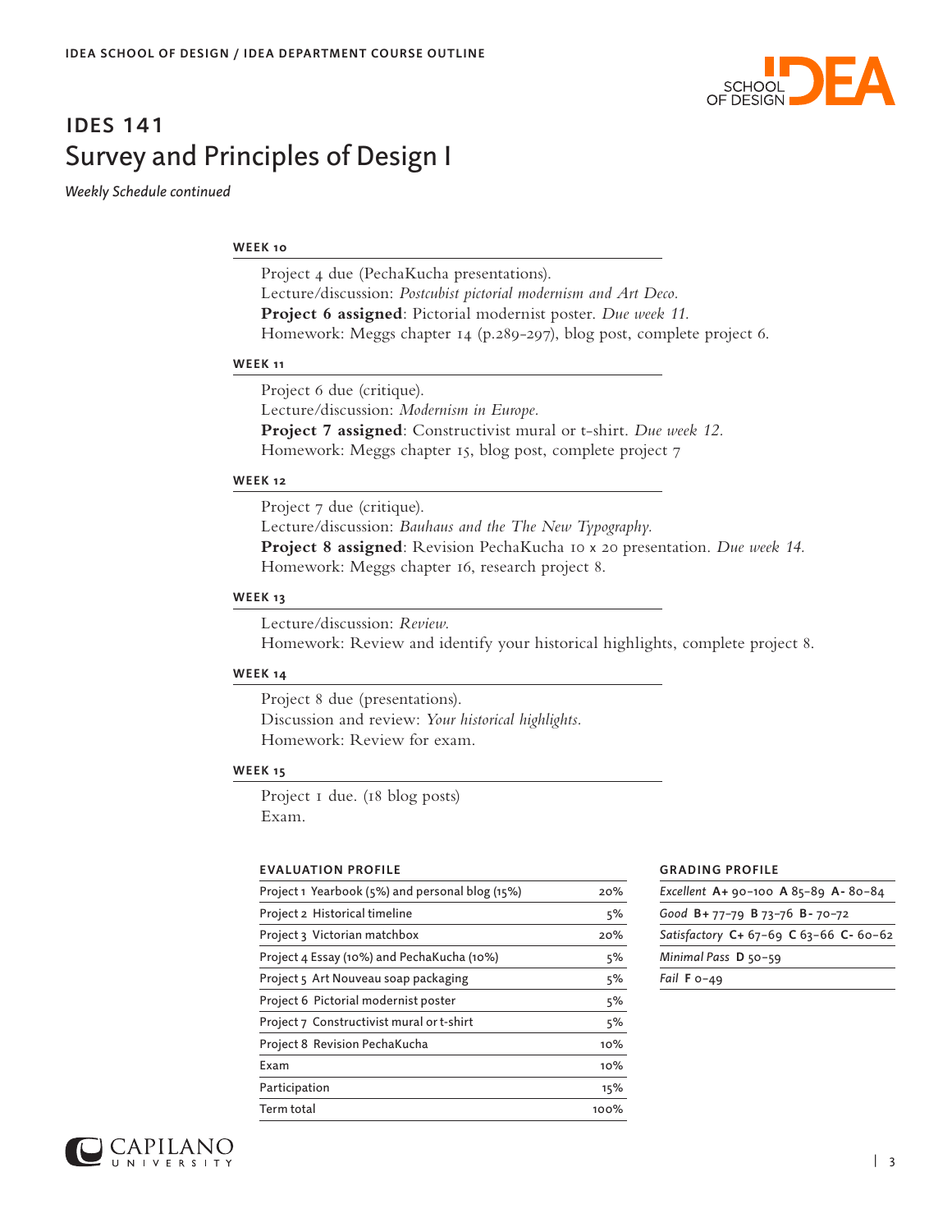# IDES 141

## Survey and Principles of Design I

*Weekly Schedule continued*

#### WEEK 10

Project 4 due (PechaKucha presentations).
Lecture/discussion: *Postcubist pictorial modernism and Art Deco.*
**Project 6 assigned**: Pictorial modernist poster. *Due week 11.*
Homework: Meggs chapter 14 (p.289-297), blog post, complete project 6.

#### WEEK 11

Project 6 due (critique).
Lecture/discussion: *Modernism in Europe.*
**Project 7 assigned**: Constructivist mural or t-shirt. *Due week 12.*
Homework: Meggs chapter 15, blog post, complete project 7

#### WEEK 12

Project 7 due (critique).
Lecture/discussion: *Bauhaus and the The New Typography.*
**Project 8 assigned**: Revision PechaKucha 10 x 20 presentation. *Due week 14.*
Homework: Meggs chapter 16, research project 8.

#### WEEK 13

Lecture/discussion: *Review.*
Homework: Review and identify your historical highlights, complete project 8.

#### WEEK 14

Project 8 due (presentations).
Discussion and review: *Your historical highlights.*
Homework: Review for exam.

#### WEEK 15

Project 1 due. (18 blog posts)
Exam.

#### EVALUATION PROFILE

| | |
|---|---|
| Project 1 Yearbook (5%) and personal blog (15%) | 20% |
| Project 2 Historical timeline | 5% |
| Project 3 Victorian matchbox | 20% |
| Project 4 Essay (10%) and PechaKucha (10%) | 5% |
| Project 5 Art Nouveau soap packaging | 5% |
| Project 6 Pictorial modernist poster | 5% |
| Project 7 Constructivist mural or t-shirt | 5% |
| Project 8 Revision PechaKucha | 10% |
| Exam | 10% |
| Participation | 15% |
| Term total | 100% |

#### GRADING PROFILE

| |
|---|
| *Excellent* **A+** 90–100 **A** 85–89 **A-** 80–84 |
| *Good* **B+** 77–79 **B** 73–76 **B-** 70–72 |
| *Satisfactory* **C+** 67–69 **C** 63–66 **C-** 60–62 |
| *Minimal Pass* **D** 50–59 |
| *Fail* **F** 0–49 |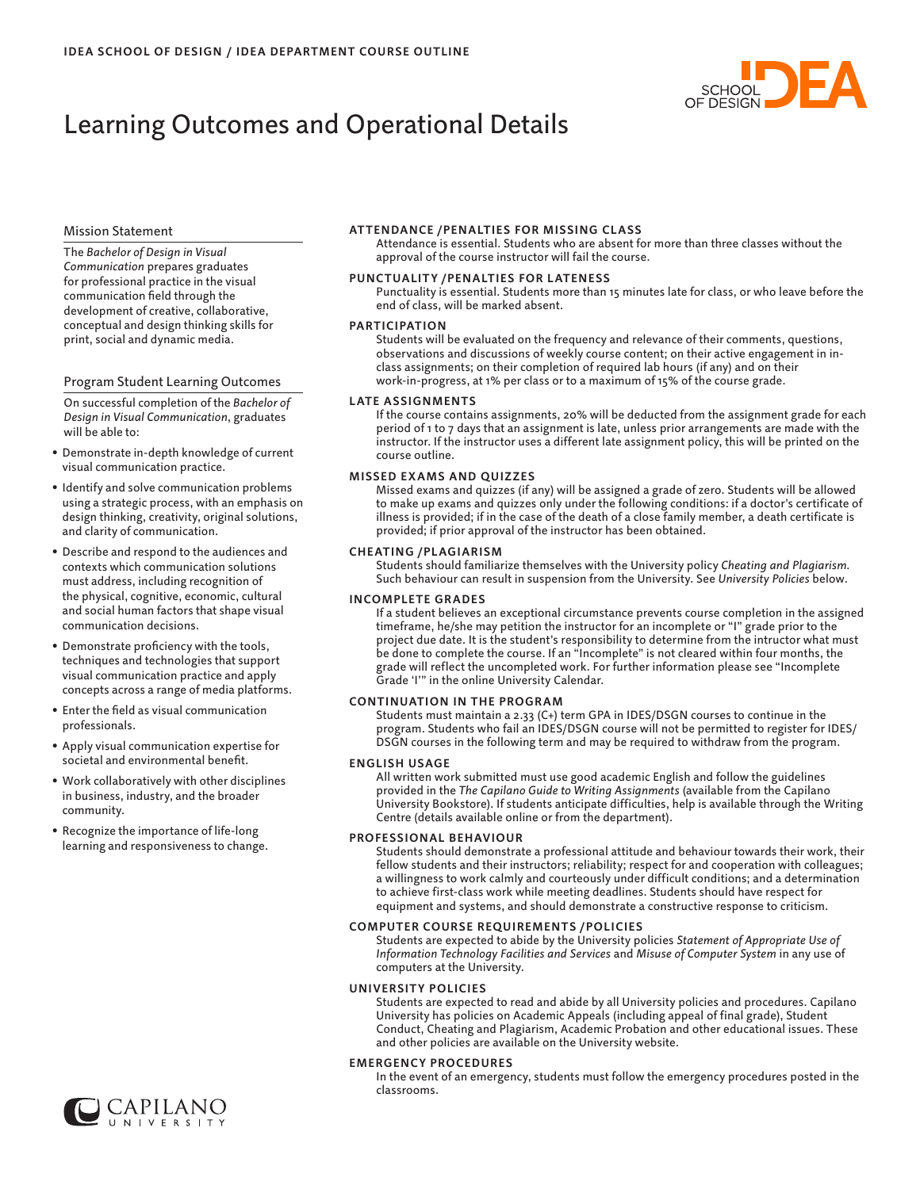# Learning Outcomes and Operational Details

## Mission Statement

The *Bachelor of Design in Visual Communication* prepares graduates for professional practice in the visual communication field through the development of creative, collaborative, conceptual and design thinking skills for print, social and dynamic media.

## Program Student Learning Outcomes

On successful completion of the *Bachelor of Design in Visual Communication*, graduates will be able to:

- Demonstrate in-depth knowledge of current visual communication practice.
- Identify and solve communication problems using a strategic process, with an emphasis on design thinking, creativity, original solutions, and clarity of communication.
- Describe and respond to the audiences and contexts which communication solutions must address, including recognition of the physical, cognitive, economic, cultural and social human factors that shape visual communication decisions.
- Demonstrate proficiency with the tools, techniques and technologies that support visual communication practice and apply concepts across a range of media platforms.
- Enter the field as visual communication professionals.
- Apply visual communication expertise for societal and environmental benefit.
- Work collaboratively with other disciplines in business, industry, and the broader community.
- Recognize the importance of life-long learning and responsiveness to change.

### ATTENDANCE /PENALTIES FOR MISSING CLASS

Attendance is essential. Students who are absent for more than three classes without the approval of the course instructor will fail the course.

### PUNCTUALITY /PENALTIES FOR LATENESS

Punctuality is essential. Students more than 15 minutes late for class, or who leave before the end of class, will be marked absent.

### PARTICIPATION

Students will be evaluated on the frequency and relevance of their comments, questions, observations and discussions of weekly course content; on their active engagement in in-class assignments; on their completion of required lab hours (if any) and on their work-in-progress, at 1% per class or to a maximum of 15% of the course grade.

### LATE ASSIGNMENTS

If the course contains assignments, 20% will be deducted from the assignment grade for each period of 1 to 7 days that an assignment is late, unless prior arrangements are made with the instructor. If the instructor uses a different late assignment policy, this will be printed on the course outline.

### MISSED EXAMS AND QUIZZES

Missed exams and quizzes (if any) will be assigned a grade of zero. Students will be allowed to make up exams and quizzes only under the following conditions: if a doctor's certificate of illness is provided; if in the case of the death of a close family member, a death certificate is provided; if prior approval of the instructor has been obtained.

### CHEATING /PLAGIARISM

Students should familiarize themselves with the University policy *Cheating and Plagiarism.* Such behaviour can result in suspension from the University. See *University Policies* below.

### INCOMPLETE GRADES

If a student believes an exceptional circumstance prevents course completion in the assigned timeframe, he/she may petition the instructor for an incomplete or "I" grade prior to the project due date. It is the student's responsibility to determine from the intructor what must be done to complete the course. If an "Incomplete" is not cleared within four months, the grade will reflect the uncompleted work. For further information please see "Incomplete Grade 'I'" in the online University Calendar.

### CONTINUATION IN THE PROGRAM

Students must maintain a 2.33 (C+) term GPA in IDES/DSGN courses to continue in the program. Students who fail an IDES/DSGN course will not be permitted to register for IDES/DSGN courses in the following term and may be required to withdraw from the program.

### ENGLISH USAGE

All written work submitted must use good academic English and follow the guidelines provided in the *The Capilano Guide to Writing Assignments* (available from the Capilano University Bookstore). If students anticipate difficulties, help is available through the Writing Centre (details available online or from the department).

### PROFESSIONAL BEHAVIOUR

Students should demonstrate a professional attitude and behaviour towards their work, their fellow students and their instructors; reliability; respect for and cooperation with colleagues; a willingness to work calmly and courteously under difficult conditions; and a determination to achieve first-class work while meeting deadlines. Students should have respect for equipment and systems, and should demonstrate a constructive response to criticism.

### COMPUTER COURSE REQUIREMENTS /POLICIES

Students are expected to abide by the University policies *Statement of Appropriate Use of Information Technology Facilities and Services* and *Misuse of Computer System* in any use of computers at the University.

### UNIVERSITY POLICIES

Students are expected to read and abide by all University policies and procedures. Capilano University has policies on Academic Appeals (including appeal of final grade), Student Conduct, Cheating and Plagiarism, Academic Probation and other educational issues. These and other policies are available on the University website.

### EMERGENCY PROCEDURES

In the event of an emergency, students must follow the emergency procedures posted in the classrooms.